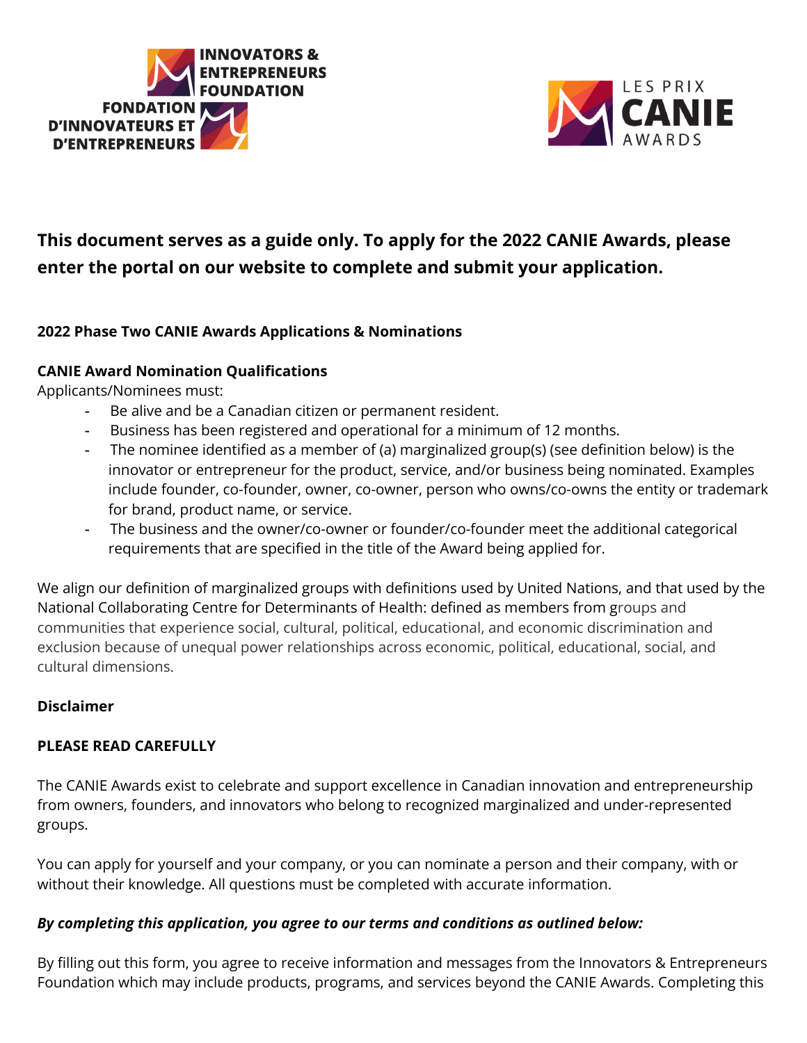INNOVATORS & ENTREPRENEURS FOUNDATION

FONDATION D'INNOVATEURS ET D'ENTREPRENEURS

LES PRIX CANIE AWARDS

**This document serves as a guide only. To apply for the 2022 CANIE Awards, please enter the portal on our website to complete and submit your application.**

**2022 Phase Two CANIE Awards Applications & Nominations**

**CANIE Award Nomination Qualifications**

Applicants/Nominees must:

- Be alive and be a Canadian citizen or permanent resident.
- Business has been registered and operational for a minimum of 12 months.
- The nominee identified as a member of (a) marginalized group(s) (see definition below) is the innovator or entrepreneur for the product, service, and/or business being nominated. Examples include founder, co-founder, owner, co-owner, person who owns/co-owns the entity or trademark for brand, product name, or service.
- The business and the owner/co-owner or founder/co-founder meet the additional categorical requirements that are specified in the title of the Award being applied for.

We align our definition of marginalized groups with definitions used by United Nations, and that used by the National Collaborating Centre for Determinants of Health: defined as members from groups and communities that experience social, cultural, political, educational, and economic discrimination and exclusion because of unequal power relationships across economic, political, educational, social, and cultural dimensions.

**Disclaimer**

**PLEASE READ CAREFULLY**

The CANIE Awards exist to celebrate and support excellence in Canadian innovation and entrepreneurship from owners, founders, and innovators who belong to recognized marginalized and under-represented groups.

You can apply for yourself and your company, or you can nominate a person and their company, with or without their knowledge. All questions must be completed with accurate information.

***By completing this application, you agree to our terms and conditions as outlined below:***

By filling out this form, you agree to receive information and messages from the Innovators & Entrepreneurs Foundation which may include products, programs, and services beyond the CANIE Awards. Completing this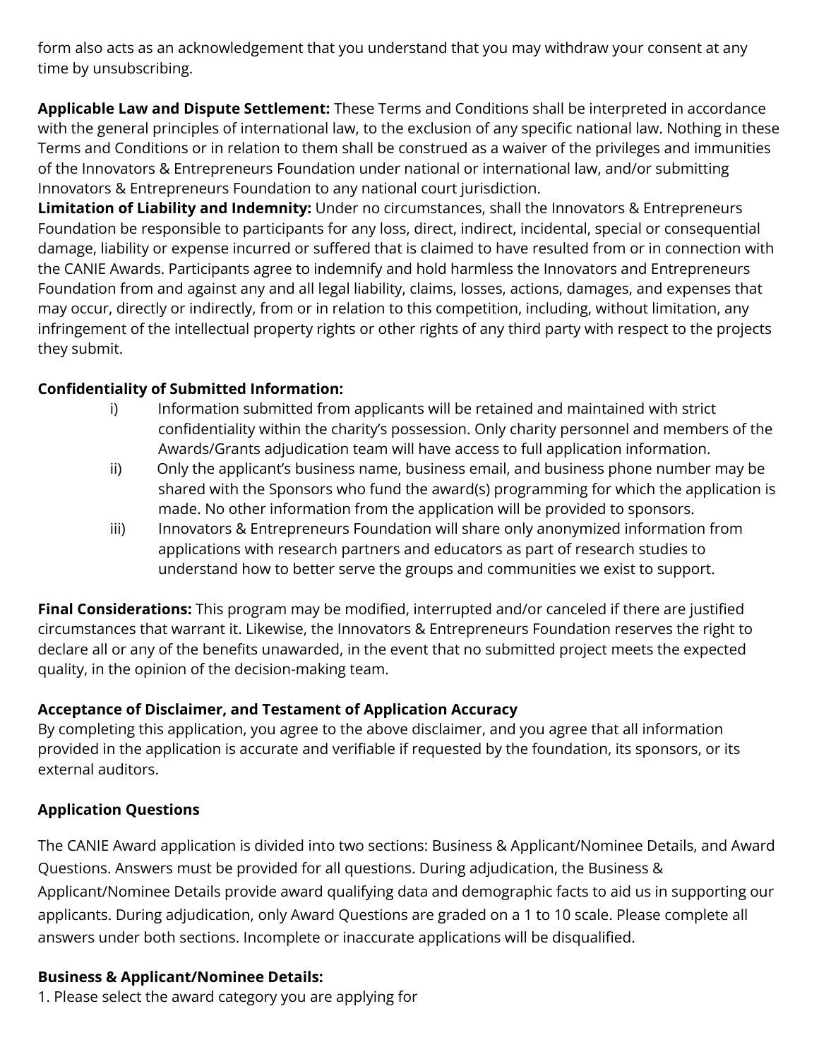form also acts as an acknowledgement that you understand that you may withdraw your consent at any time by unsubscribing.

**Applicable Law and Dispute Settlement:** These Terms and Conditions shall be interpreted in accordance with the general principles of international law, to the exclusion of any specific national law. Nothing in these Terms and Conditions or in relation to them shall be construed as a waiver of the privileges and immunities of the Innovators & Entrepreneurs Foundation under national or international law, and/or submitting Innovators & Entrepreneurs Foundation to any national court jurisdiction.

**Limitation of Liability and Indemnity:** Under no circumstances, shall the Innovators & Entrepreneurs Foundation be responsible to participants for any loss, direct, indirect, incidental, special or consequential damage, liability or expense incurred or suffered that is claimed to have resulted from or in connection with the CANIE Awards. Participants agree to indemnify and hold harmless the Innovators and Entrepreneurs Foundation from and against any and all legal liability, claims, losses, actions, damages, and expenses that may occur, directly or indirectly, from or in relation to this competition, including, without limitation, any infringement of the intellectual property rights or other rights of any third party with respect to the projects they submit.

**Confidentiality of Submitted Information:**

i) Information submitted from applicants will be retained and maintained with strict confidentiality within the charity's possession. Only charity personnel and members of the Awards/Grants adjudication team will have access to full application information.

ii) Only the applicant's business name, business email, and business phone number may be shared with the Sponsors who fund the award(s) programming for which the application is made. No other information from the application will be provided to sponsors.

iii) Innovators & Entrepreneurs Foundation will share only anonymized information from applications with research partners and educators as part of research studies to understand how to better serve the groups and communities we exist to support.

**Final Considerations:** This program may be modified, interrupted and/or canceled if there are justified circumstances that warrant it. Likewise, the Innovators & Entrepreneurs Foundation reserves the right to declare all or any of the benefits unawarded, in the event that no submitted project meets the expected quality, in the opinion of the decision-making team.

**Acceptance of Disclaimer, and Testament of Application Accuracy**

By completing this application, you agree to the above disclaimer, and you agree that all information provided in the application is accurate and verifiable if requested by the foundation, its sponsors, or its external auditors.

**Application Questions**

The CANIE Award application is divided into two sections: Business & Applicant/Nominee Details, and Award Questions. Answers must be provided for all questions. During adjudication, the Business & Applicant/Nominee Details provide award qualifying data and demographic facts to aid us in supporting our applicants. During adjudication, only Award Questions are graded on a 1 to 10 scale. Please complete all answers under both sections. Incomplete or inaccurate applications will be disqualified.

**Business & Applicant/Nominee Details:**

1. Please select the award category you are applying for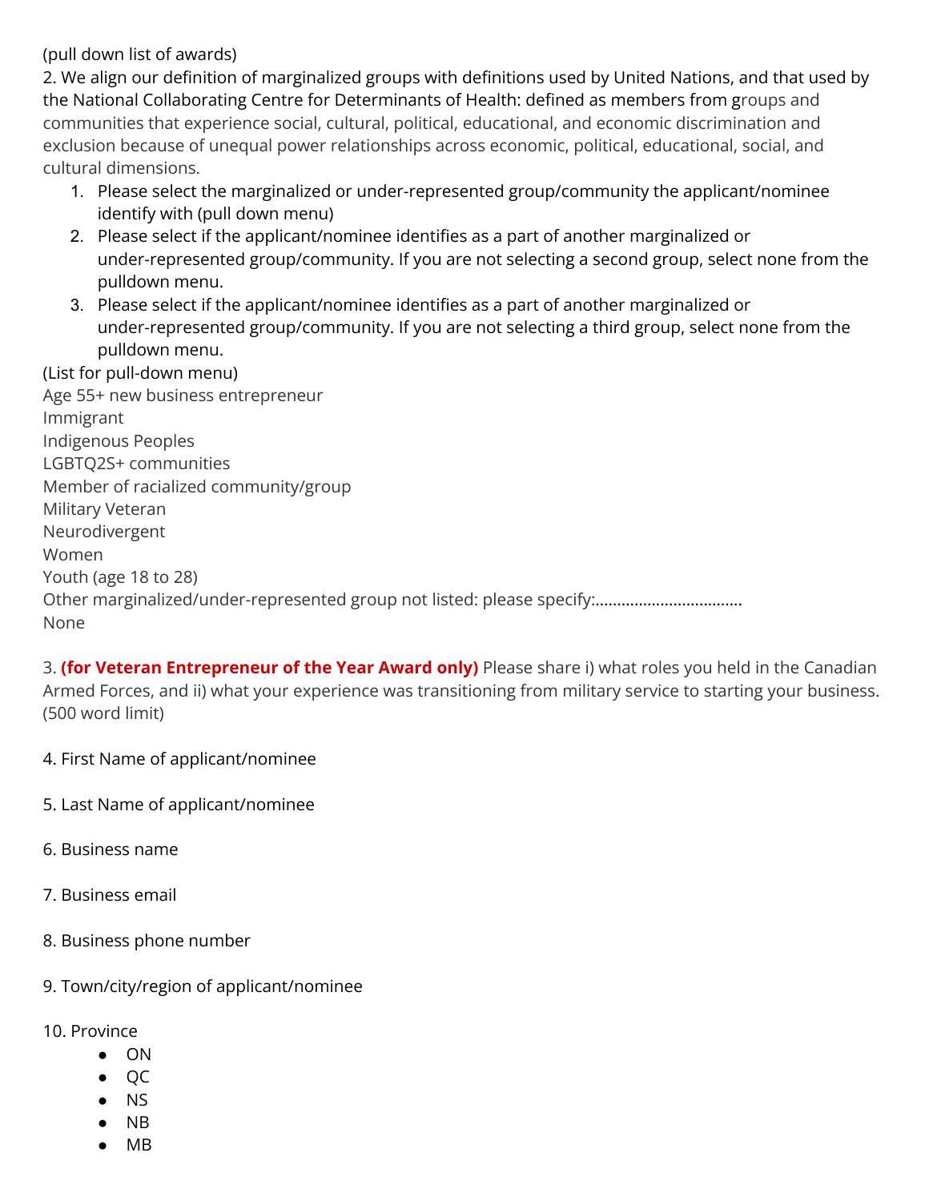(pull down list of awards)

2. We align our definition of marginalized groups with definitions used by United Nations, and that used by the National Collaborating Centre for Determinants of Health: defined as members from groups and communities that experience social, cultural, political, educational, and economic discrimination and exclusion because of unequal power relationships across economic, political, educational, social, and cultural dimensions.

   1. Please select the marginalized or under-represented group/community the applicant/nominee identify with (pull down menu)
   2. Please select if the applicant/nominee identifies as a part of another marginalized or under-represented group/community. If you are not selecting a second group, select none from the pulldown menu.
   3. Please select if the applicant/nominee identifies as a part of another marginalized or under-represented group/community. If you are not selecting a third group, select none from the pulldown menu.

(List for pull-down menu)
Age 55+ new business entrepreneur
Immigrant
Indigenous Peoples
LGBTQ2S+ communities
Member of racialized community/group
Military Veteran
Neurodivergent
Women
Youth (age 18 to 28)
Other marginalized/under-represented group not listed: please specify:.................................
None

3. **(for Veteran Entrepreneur of the Year Award only)** Please share i) what roles you held in the Canadian Armed Forces, and ii) what your experience was transitioning from military service to starting your business. (500 word limit)

4. First Name of applicant/nominee

5. Last Name of applicant/nominee

6. Business name

7. Business email

8. Business phone number

9. Town/city/region of applicant/nominee

10. Province

- ON
- QC
- NS
- NB
- MB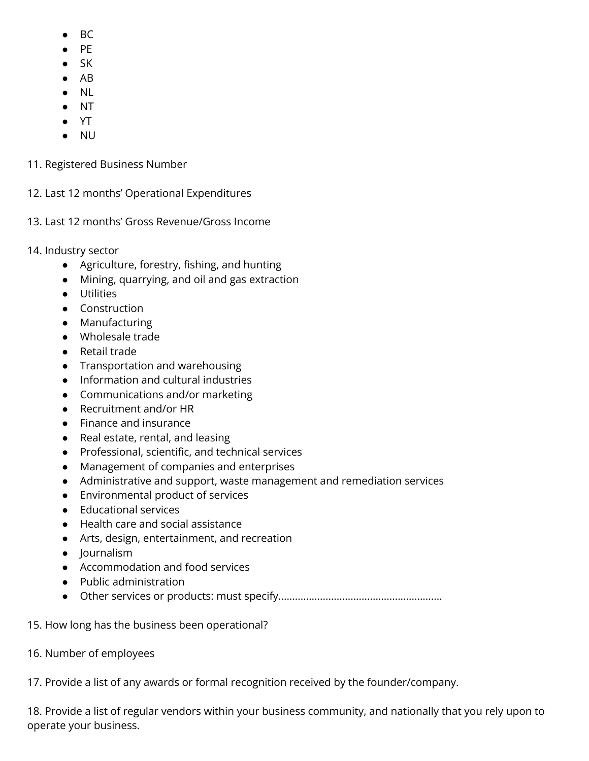- BC
- PE
- SK
- AB
- NL
- NT
- YT
- NU

11. Registered Business Number

12. Last 12 months' Operational Expenditures

13. Last 12 months' Gross Revenue/Gross Income

14. Industry sector
    - Agriculture, forestry, fishing, and hunting
    - Mining, quarrying, and oil and gas extraction
    - Utilities
    - Construction
    - Manufacturing
    - Wholesale trade
    - Retail trade
    - Transportation and warehousing
    - Information and cultural industries
    - Communications and/or marketing
    - Recruitment and/or HR
    - Finance and insurance
    - Real estate, rental, and leasing
    - Professional, scientific, and technical services
    - Management of companies and enterprises
    - Administrative and support, waste management and remediation services
    - Environmental product of services
    - Educational services
    - Health care and social assistance
    - Arts, design, entertainment, and recreation
    - Journalism
    - Accommodation and food services
    - Public administration
    - Other services or products: must specify..........................................................

15. How long has the business been operational?

16. Number of employees

17. Provide a list of any awards or formal recognition received by the founder/company.

18. Provide a list of regular vendors within your business community, and nationally that you rely upon to operate your business.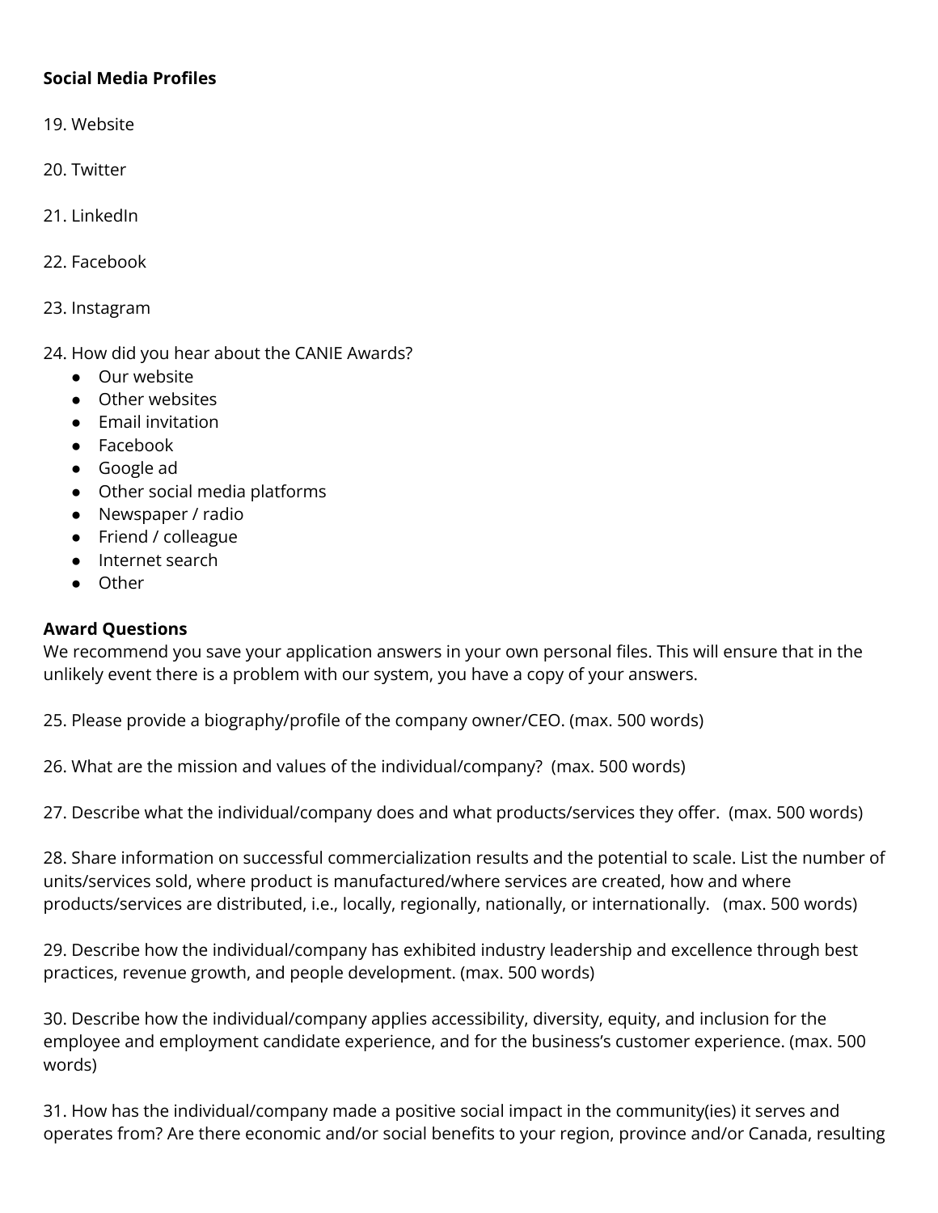**Social Media Profiles**

19. Website

20. Twitter

21. LinkedIn

22. Facebook

23. Instagram

24. How did you hear about the CANIE Awards?
    - Our website
    - Other websites
    - Email invitation
    - Facebook
    - Google ad
    - Other social media platforms
    - Newspaper / radio
    - Friend / colleague
    - Internet search
    - Other

**Award Questions**

We recommend you save your application answers in your own personal files. This will ensure that in the unlikely event there is a problem with our system, you have a copy of your answers.

25. Please provide a biography/profile of the company owner/CEO. (max. 500 words)

26. What are the mission and values of the individual/company? (max. 500 words)

27. Describe what the individual/company does and what products/services they offer. (max. 500 words)

28. Share information on successful commercialization results and the potential to scale. List the number of units/services sold, where product is manufactured/where services are created, how and where products/services are distributed, i.e., locally, regionally, nationally, or internationally. (max. 500 words)

29. Describe how the individual/company has exhibited industry leadership and excellence through best practices, revenue growth, and people development. (max. 500 words)

30. Describe how the individual/company applies accessibility, diversity, equity, and inclusion for the employee and employment candidate experience, and for the business's customer experience. (max. 500 words)

31. How has the individual/company made a positive social impact in the community(ies) it serves and operates from? Are there economic and/or social benefits to your region, province and/or Canada, resulting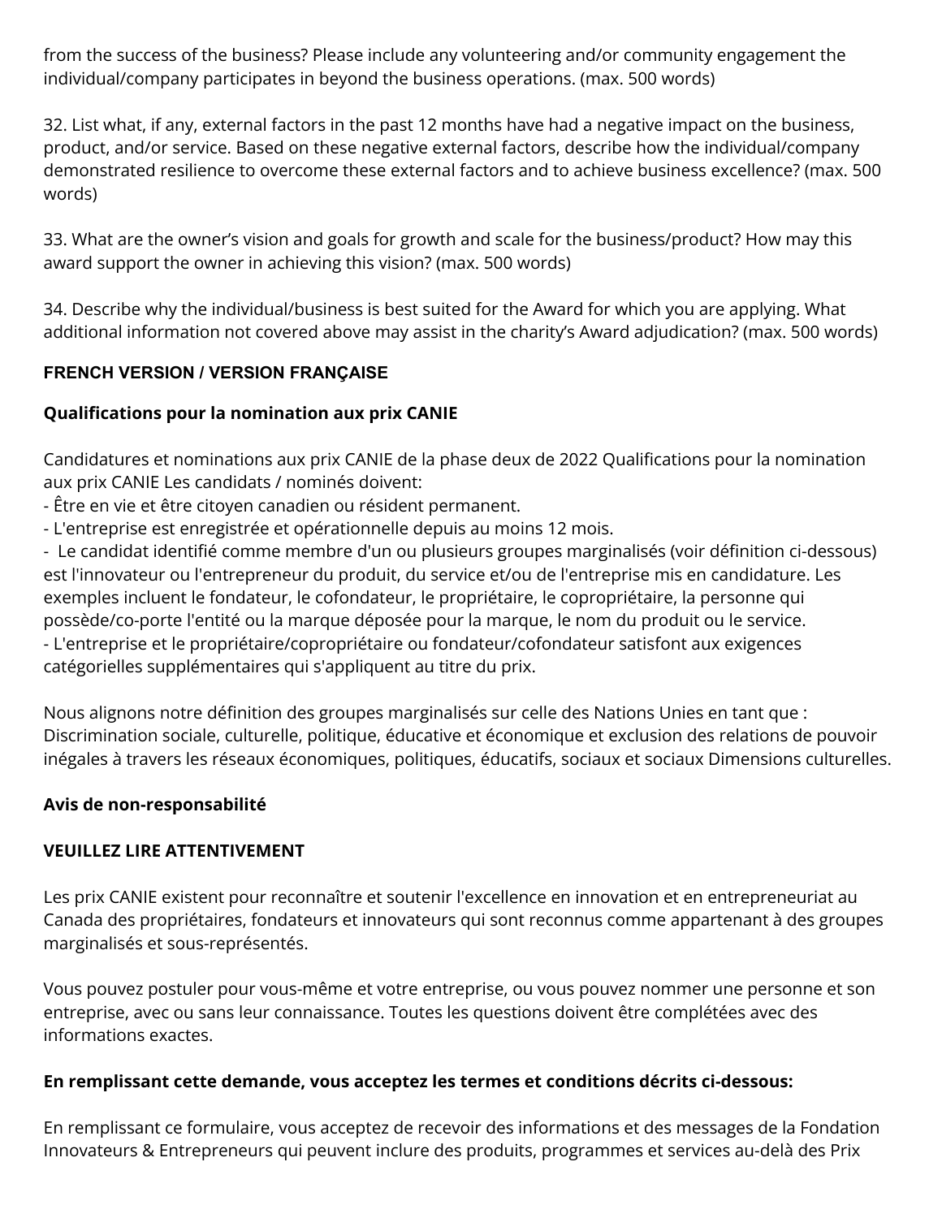from the success of the business? Please include any volunteering and/or community engagement the individual/company participates in beyond the business operations. (max. 500 words)

32. List what, if any, external factors in the past 12 months have had a negative impact on the business, product, and/or service. Based on these negative external factors, describe how the individual/company demonstrated resilience to overcome these external factors and to achieve business excellence? (max. 500 words)

33. What are the owner's vision and goals for growth and scale for the business/product? How may this award support the owner in achieving this vision? (max. 500 words)

34. Describe why the individual/business is best suited for the Award for which you are applying. What additional information not covered above may assist in the charity's Award adjudication? (max. 500 words)

## FRENCH VERSION / VERSION FRANÇAISE

**Qualifications pour la nomination aux prix CANIE**

Candidatures et nominations aux prix CANIE de la phase deux de 2022 Qualifications pour la nomination aux prix CANIE Les candidats / nominés doivent:
- Être en vie et être citoyen canadien ou résident permanent.
- L'entreprise est enregistrée et opérationnelle depuis au moins 12 mois.
- Le candidat identifié comme membre d'un ou plusieurs groupes marginalisés (voir définition ci-dessous) est l'innovateur ou l'entrepreneur du produit, du service et/ou de l'entreprise mis en candidature. Les exemples incluent le fondateur, le cofondateur, le propriétaire, le copropriétaire, la personne qui possède/co-porte l'entité ou la marque déposée pour la marque, le nom du produit ou le service.
- L'entreprise et le propriétaire/copropriétaire ou fondateur/cofondateur satisfont aux exigences catégorielles supplémentaires qui s'appliquent au titre du prix.

Nous alignons notre définition des groupes marginalisés sur celle des Nations Unies en tant que : Discrimination sociale, culturelle, politique, éducative et économique et exclusion des relations de pouvoir inégales à travers les réseaux économiques, politiques, éducatifs, sociaux et sociaux Dimensions culturelles.

**Avis de non-responsabilité**

**VEUILLEZ LIRE ATTENTIVEMENT**

Les prix CANIE existent pour reconnaître et soutenir l'excellence en innovation et en entrepreneuriat au Canada des propriétaires, fondateurs et innovateurs qui sont reconnus comme appartenant à des groupes marginalisés et sous-représentés.

Vous pouvez postuler pour vous-même et votre entreprise, ou vous pouvez nommer une personne et son entreprise, avec ou sans leur connaissance. Toutes les questions doivent être complétées avec des informations exactes.

**En remplissant cette demande, vous acceptez les termes et conditions décrits ci-dessous:**

En remplissant ce formulaire, vous acceptez de recevoir des informations et des messages de la Fondation Innovateurs & Entrepreneurs qui peuvent inclure des produits, programmes et services au-delà des Prix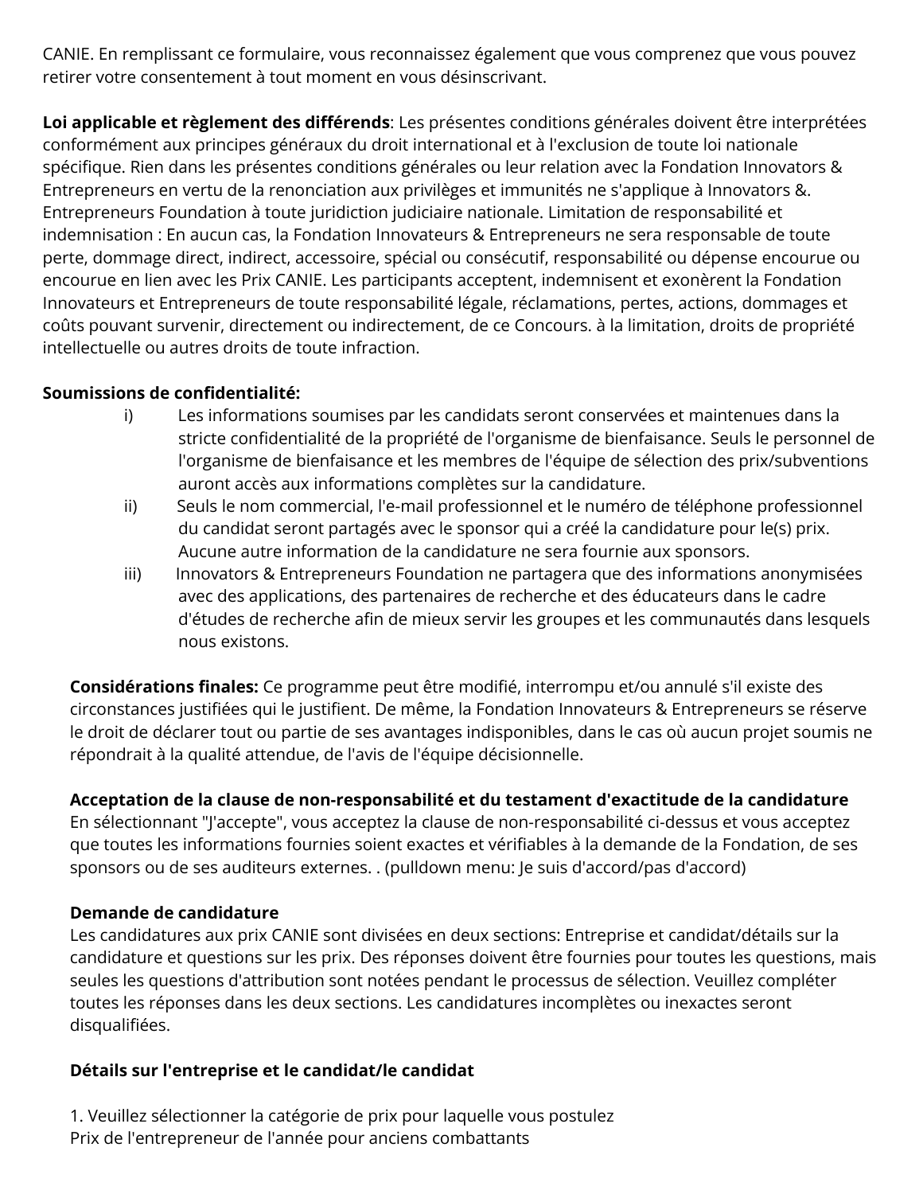CANIE. En remplissant ce formulaire, vous reconnaissez également que vous comprenez que vous pouvez retirer votre consentement à tout moment en vous désinscrivant.

**Loi applicable et règlement des différends**: Les présentes conditions générales doivent être interprétées conformément aux principes généraux du droit international et à l'exclusion de toute loi nationale spécifique. Rien dans les présentes conditions générales ou leur relation avec la Fondation Innovators & Entrepreneurs en vertu de la renonciation aux privilèges et immunités ne s'applique à Innovators &. Entrepreneurs Foundation à toute juridiction judiciaire nationale. Limitation de responsabilité et indemnisation : En aucun cas, la Fondation Innovateurs & Entrepreneurs ne sera responsable de toute perte, dommage direct, indirect, accessoire, spécial ou consécutif, responsabilité ou dépense encourue ou encourue en lien avec les Prix CANIE. Les participants acceptent, indemnisent et exonèrent la Fondation Innovateurs et Entrepreneurs de toute responsabilité légale, réclamations, pertes, actions, dommages et coûts pouvant survenir, directement ou indirectement, de ce Concours. à la limitation, droits de propriété intellectuelle ou autres droits de toute infraction.

**Soumissions de confidentialité:**

i) Les informations soumises par les candidats seront conservées et maintenues dans la stricte confidentialité de la propriété de l'organisme de bienfaisance. Seuls le personnel de l'organisme de bienfaisance et les membres de l'équipe de sélection des prix/subventions auront accès aux informations complètes sur la candidature.

ii) Seuls le nom commercial, l'e-mail professionnel et le numéro de téléphone professionnel du candidat seront partagés avec le sponsor qui a créé la candidature pour le(s) prix. Aucune autre information de la candidature ne sera fournie aux sponsors.

iii) Innovators & Entrepreneurs Foundation ne partagera que des informations anonymisées avec des applications, des partenaires de recherche et des éducateurs dans le cadre d'études de recherche afin de mieux servir les groupes et les communautés dans lesquels nous existons.

**Considérations finales:** Ce programme peut être modifié, interrompu et/ou annulé s'il existe des circonstances justifiées qui le justifient. De même, la Fondation Innovateurs & Entrepreneurs se réserve le droit de déclarer tout ou partie de ses avantages indisponibles, dans le cas où aucun projet soumis ne répondrait à la qualité attendue, de l'avis de l'équipe décisionnelle.

**Acceptation de la clause de non-responsabilité et du testament d'exactitude de la candidature**
En sélectionnant "J'accepte", vous acceptez la clause de non-responsabilité ci-dessus et vous acceptez que toutes les informations fournies soient exactes et vérifiables à la demande de la Fondation, de ses sponsors ou de ses auditeurs externes. . (pulldown menu: Je suis d'accord/pas d'accord)

**Demande de candidature**
Les candidatures aux prix CANIE sont divisées en deux sections: Entreprise et candidat/détails sur la candidature et questions sur les prix. Des réponses doivent être fournies pour toutes les questions, mais seules les questions d'attribution sont notées pendant le processus de sélection. Veuillez compléter toutes les réponses dans les deux sections. Les candidatures incomplètes ou inexactes seront disqualifiées.

**Détails sur l'entreprise et le candidat/le candidat**

1. Veuillez sélectionner la catégorie de prix pour laquelle vous postulez
Prix de l'entrepreneur de l'année pour anciens combattants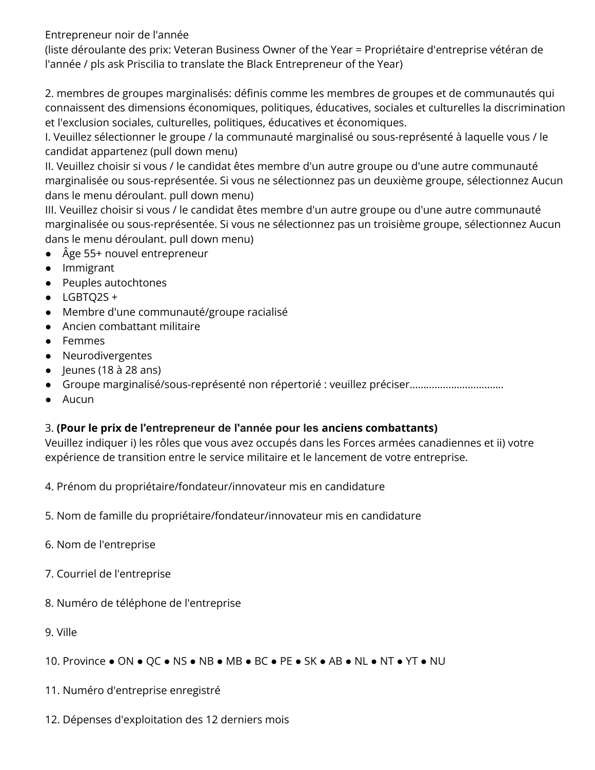Entrepreneur noir de l'année
(liste déroulante des prix: Veteran Business Owner of the Year = Propriétaire d'entreprise vétéran de l'année / pls ask Priscilia to translate the Black Entrepreneur of the Year)

2. membres de groupes marginalisés: définis comme les membres de groupes et de communautés qui connaissent des dimensions économiques, politiques, éducatives, sociales et culturelles la discrimination et l'exclusion sociales, culturelles, politiques, éducatives et économiques.
I. Veuillez sélectionner le groupe / la communauté marginalisé ou sous-représenté à laquelle vous / le candidat appartenez (pull down menu)
II. Veuillez choisir si vous / le candidat êtes membre d'un autre groupe ou d'une autre communauté marginalisée ou sous-représentée. Si vous ne sélectionnez pas un deuxième groupe, sélectionnez Aucun dans le menu déroulant. pull down menu)
III. Veuillez choisir si vous / le candidat êtes membre d'un autre groupe ou d'une autre communauté marginalisée ou sous-représentée. Si vous ne sélectionnez pas un troisième groupe, sélectionnez Aucun dans le menu déroulant. pull down menu)

- Âge 55+ nouvel entrepreneur
- Immigrant
- Peuples autochtones
- LGBTQ2S +
- Membre d'une communauté/groupe racialisé
- Ancien combattant militaire
- Femmes
- Neurodivergentes
- Jeunes (18 à 28 ans)
- Groupe marginalisé/sous-représenté non répertorié : veuillez préciser................................
- Aucun

3. **(Pour le prix de l'entrepreneur de l'année pour les anciens combattants)**
Veuillez indiquer i) les rôles que vous avez occupés dans les Forces armées canadiennes et ii) votre expérience de transition entre le service militaire et le lancement de votre entreprise.

4. Prénom du propriétaire/fondateur/innovateur mis en candidature

5. Nom de famille du propriétaire/fondateur/innovateur mis en candidature

6. Nom de l'entreprise

7. Courriel de l'entreprise

8. Numéro de téléphone de l'entreprise

9. Ville

10. Province ● ON ● QC ● NS ● NB ● MB ● BC ● PE ● SK ● AB ● NL ● NT ● YT ● NU

11. Numéro d'entreprise enregistré

12. Dépenses d'exploitation des 12 derniers mois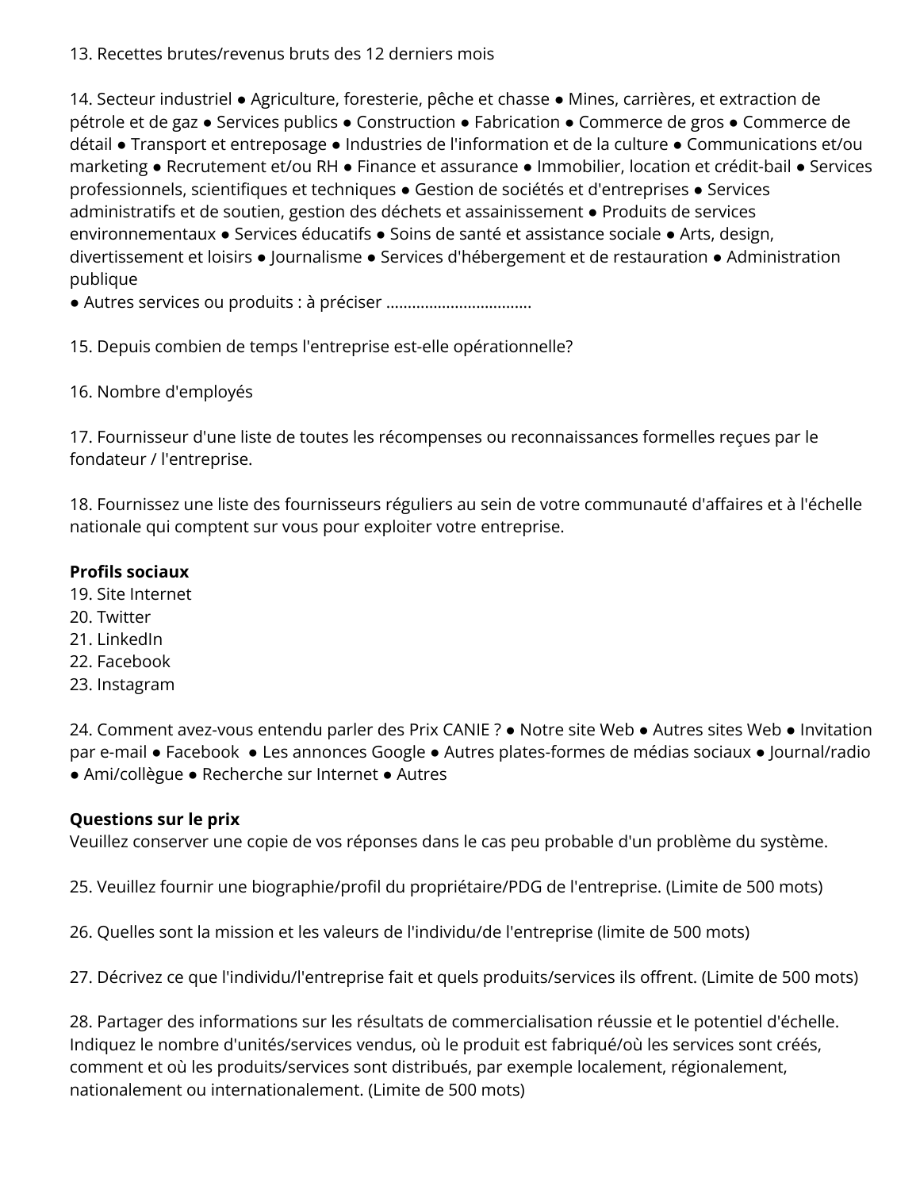13. Recettes brutes/revenus bruts des 12 derniers mois

14. Secteur industriel ● Agriculture, foresterie, pêche et chasse ● Mines, carrières, et extraction de pétrole et de gaz ● Services publics ● Construction ● Fabrication ● Commerce de gros ● Commerce de détail ● Transport et entreposage ● Industries de l'information et de la culture ● Communications et/ou marketing ● Recrutement et/ou RH ● Finance et assurance ● Immobilier, location et crédit-bail ● Services professionnels, scientifiques et techniques ● Gestion de sociétés et d'entreprises ● Services administratifs et de soutien, gestion des déchets et assainissement ● Produits de services environnementaux ● Services éducatifs ● Soins de santé et assistance sociale ● Arts, design, divertissement et loisirs ● Journalisme ● Services d'hébergement et de restauration ● Administration publique
● Autres services ou produits : à préciser ……………………………

15. Depuis combien de temps l'entreprise est-elle opérationnelle?

16. Nombre d'employés

17. Fournisseur d'une liste de toutes les récompenses ou reconnaissances formelles reçues par le fondateur / l'entreprise.

18. Fournissez une liste des fournisseurs réguliers au sein de votre communauté d'affaires et à l'échelle nationale qui comptent sur vous pour exploiter votre entreprise.

**Profils sociaux**
19. Site Internet
20. Twitter
21. LinkedIn
22. Facebook
23. Instagram

24. Comment avez-vous entendu parler des Prix CANIE ? ● Notre site Web ● Autres sites Web ● Invitation par e-mail ● Facebook ● Les annonces Google ● Autres plates-formes de médias sociaux ● Journal/radio ● Ami/collègue ● Recherche sur Internet ● Autres

**Questions sur le prix**
Veuillez conserver une copie de vos réponses dans le cas peu probable d'un problème du système.

25. Veuillez fournir une biographie/profil du propriétaire/PDG de l'entreprise. (Limite de 500 mots)

26. Quelles sont la mission et les valeurs de l'individu/de l'entreprise (limite de 500 mots)

27. Décrivez ce que l'individu/l'entreprise fait et quels produits/services ils offrent. (Limite de 500 mots)

28. Partager des informations sur les résultats de commercialisation réussie et le potentiel d'échelle. Indiquez le nombre d'unités/services vendus, où le produit est fabriqué/où les services sont créés, comment et où les produits/services sont distribués, par exemple localement, régionalement, nationalement ou internationalement. (Limite de 500 mots)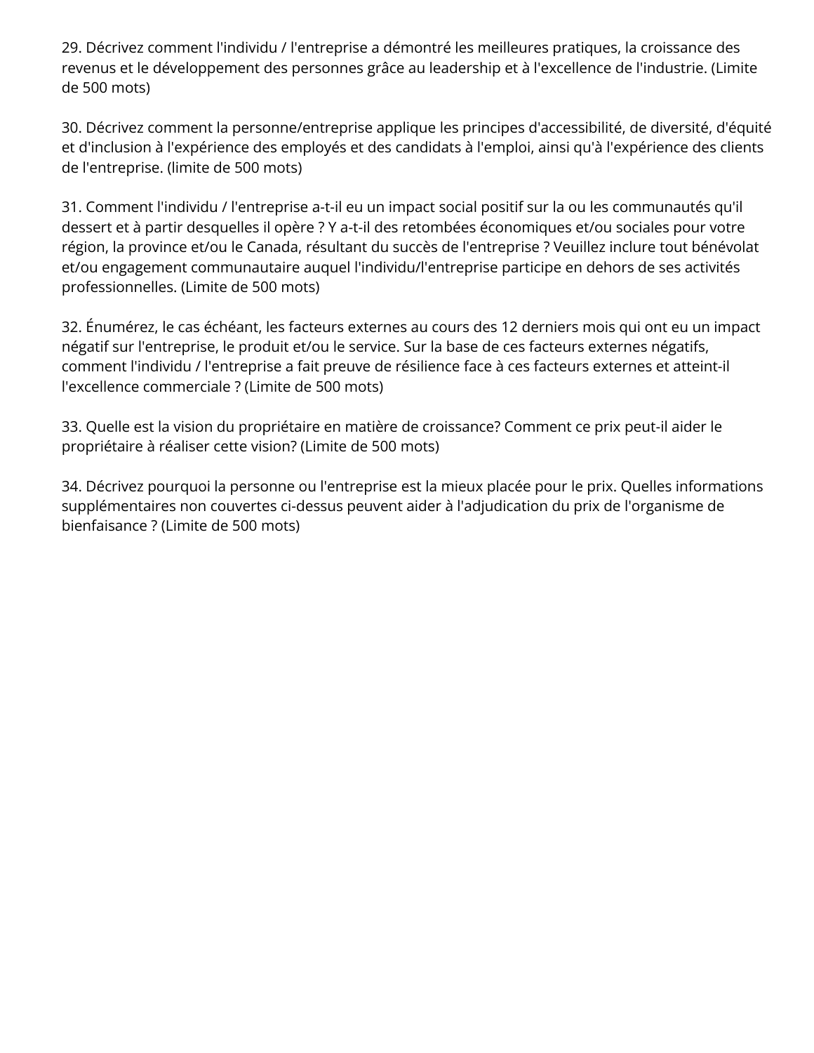29. Décrivez comment l'individu / l'entreprise a démontré les meilleures pratiques, la croissance des revenus et le développement des personnes grâce au leadership et à l'excellence de l'industrie. (Limite de 500 mots)

30. Décrivez comment la personne/entreprise applique les principes d'accessibilité, de diversité, d'équité et d'inclusion à l'expérience des employés et des candidats à l'emploi, ainsi qu'à l'expérience des clients de l'entreprise. (limite de 500 mots)

31. Comment l'individu / l'entreprise a-t-il eu un impact social positif sur la ou les communautés qu'il dessert et à partir desquelles il opère ? Y a-t-il des retombées économiques et/ou sociales pour votre région, la province et/ou le Canada, résultant du succès de l'entreprise ? Veuillez inclure tout bénévolat et/ou engagement communautaire auquel l'individu/l'entreprise participe en dehors de ses activités professionnelles. (Limite de 500 mots)

32. Énumérez, le cas échéant, les facteurs externes au cours des 12 derniers mois qui ont eu un impact négatif sur l'entreprise, le produit et/ou le service. Sur la base de ces facteurs externes négatifs, comment l'individu / l'entreprise a fait preuve de résilience face à ces facteurs externes et atteint-il l'excellence commerciale ? (Limite de 500 mots)

33. Quelle est la vision du propriétaire en matière de croissance? Comment ce prix peut-il aider le propriétaire à réaliser cette vision? (Limite de 500 mots)

34. Décrivez pourquoi la personne ou l'entreprise est la mieux placée pour le prix. Quelles informations supplémentaires non couvertes ci-dessus peuvent aider à l'adjudication du prix de l'organisme de bienfaisance ? (Limite de 500 mots)